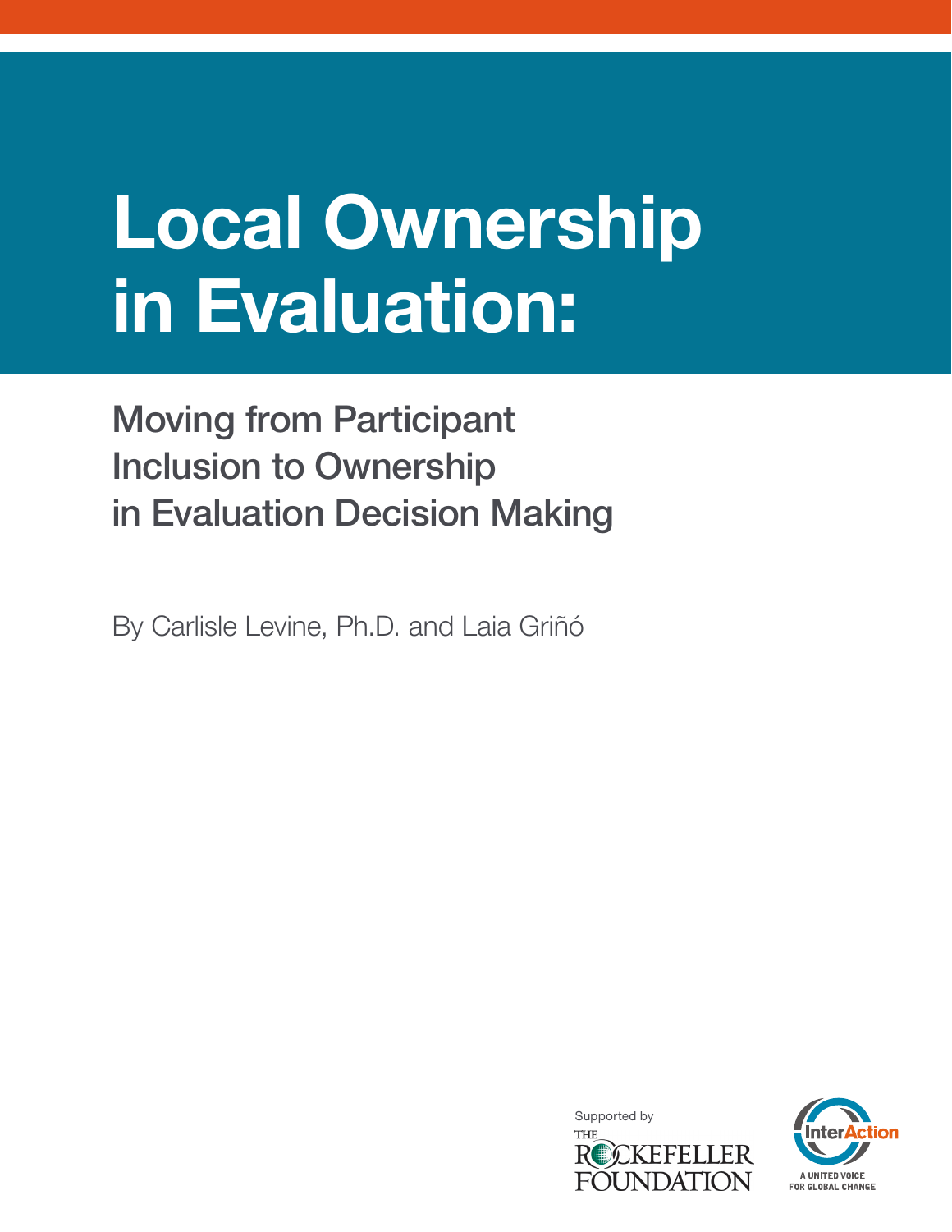# Local Ownership in Evaluation:

## Moving from Participant Inclusion to Ownership in Evaluation Decision Making

By Carlisle Levine, Ph.D. and Laia Griñó

Supported by THE ROCKEFELLER FOUNDATION

InterAction

A UNITED VOICE FOR GLOBAL CHANGE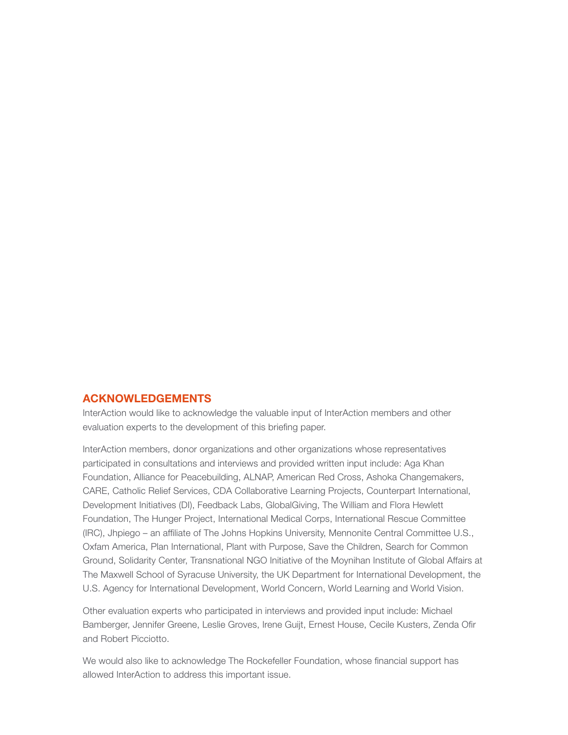## ACKNOWLEDGEMENTS

InterAction would like to acknowledge the valuable input of InterAction members and other evaluation experts to the development of this briefing paper.

InterAction members, donor organizations and other organizations whose representatives participated in consultations and interviews and provided written input include: Aga Khan Foundation, Alliance for Peacebuilding, ALNAP, American Red Cross, Ashoka Changemakers, CARE, Catholic Relief Services, CDA Collaborative Learning Projects, Counterpart International, Development Initiatives (DI), Feedback Labs, GlobalGiving, The William and Flora Hewlett Foundation, The Hunger Project, International Medical Corps, International Rescue Committee (IRC), Jhpiego – an affiliate of The Johns Hopkins University, Mennonite Central Committee U.S., Oxfam America, Plan International, Plant with Purpose, Save the Children, Search for Common Ground, Solidarity Center, Transnational NGO Initiative of the Moynihan Institute of Global Affairs at The Maxwell School of Syracuse University, the UK Department for International Development, the U.S. Agency for International Development, World Concern, World Learning and World Vision.

Other evaluation experts who participated in interviews and provided input include: Michael Bamberger, Jennifer Greene, Leslie Groves, Irene Guijt, Ernest House, Cecile Kusters, Zenda Ofir and Robert Picciotto.

We would also like to acknowledge The Rockefeller Foundation, whose financial support has allowed InterAction to address this important issue.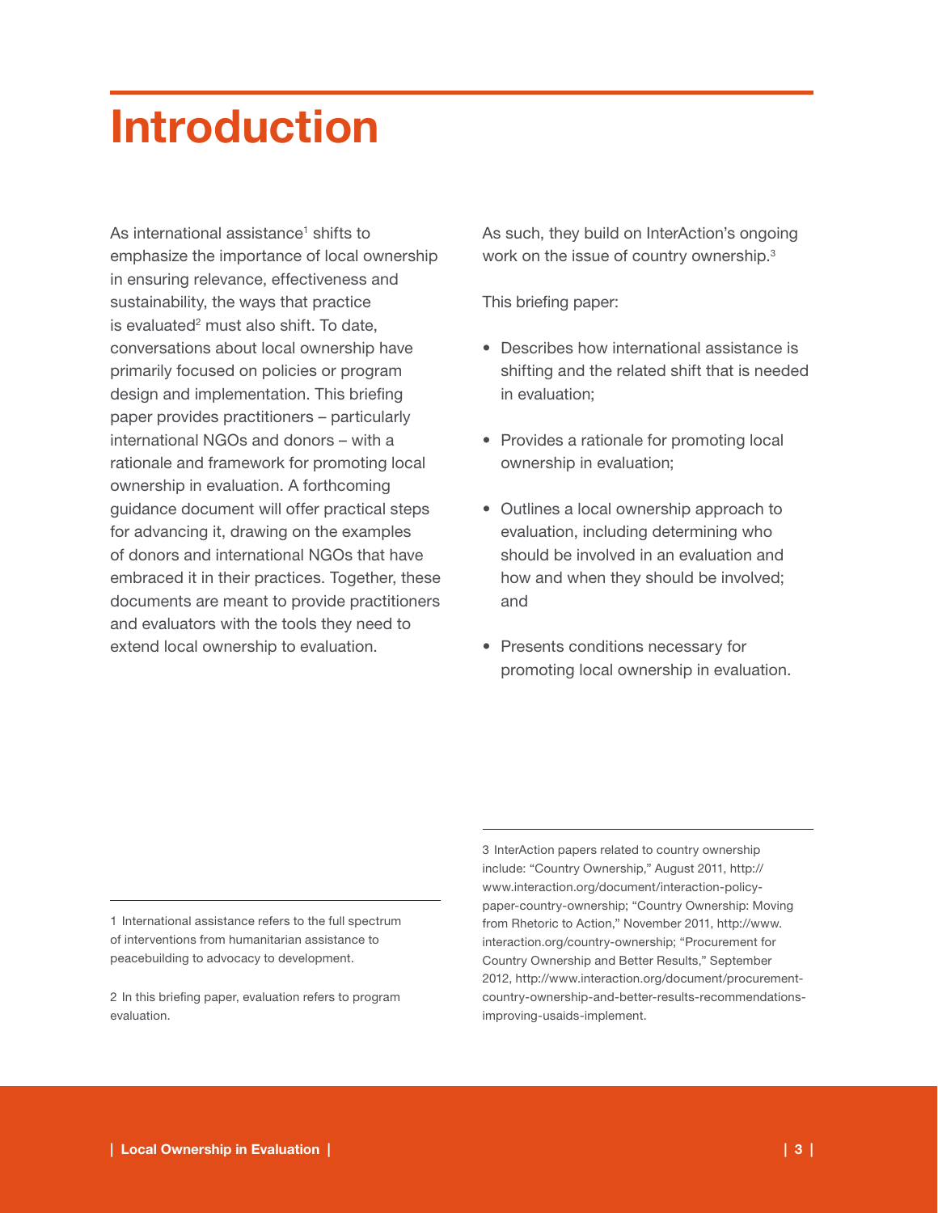# Introduction

As international assistance[1] shifts to emphasize the importance of local ownership in ensuring relevance, effectiveness and sustainability, the ways that practice is evaluated[2] must also shift. To date, conversations about local ownership have primarily focused on policies or program design and implementation. This briefing paper provides practitioners – particularly international NGOs and donors – with a rationale and framework for promoting local ownership in evaluation. A forthcoming guidance document will offer practical steps for advancing it, drawing on the examples of donors and international NGOs that have embraced it in their practices. Together, these documents are meant to provide practitioners and evaluators with the tools they need to extend local ownership to evaluation. As such, they build on InterAction's ongoing work on the issue of country ownership.[3]

This briefing paper:

- Describes how international assistance is shifting and the related shift that is needed in evaluation;
- Provides a rationale for promoting local ownership in evaluation;
- Outlines a local ownership approach to evaluation, including determining who should be involved in an evaluation and how and when they should be involved; and
- Presents conditions necessary for promoting local ownership in evaluation.

---

1 International assistance refers to the full spectrum of interventions from humanitarian assistance to peacebuilding to advocacy to development.

2 In this briefing paper, evaluation refers to program evaluation.

3 InterAction papers related to country ownership include: "Country Ownership," August 2011, http://www.interaction.org/document/interaction-policy-paper-country-ownership; "Country Ownership: Moving from Rhetoric to Action," November 2011, http://www.interaction.org/country-ownership; "Procurement for Country Ownership and Better Results," September 2012, http://www.interaction.org/document/procurement-country-ownership-and-better-results-recommendations-improving-usaids-implement.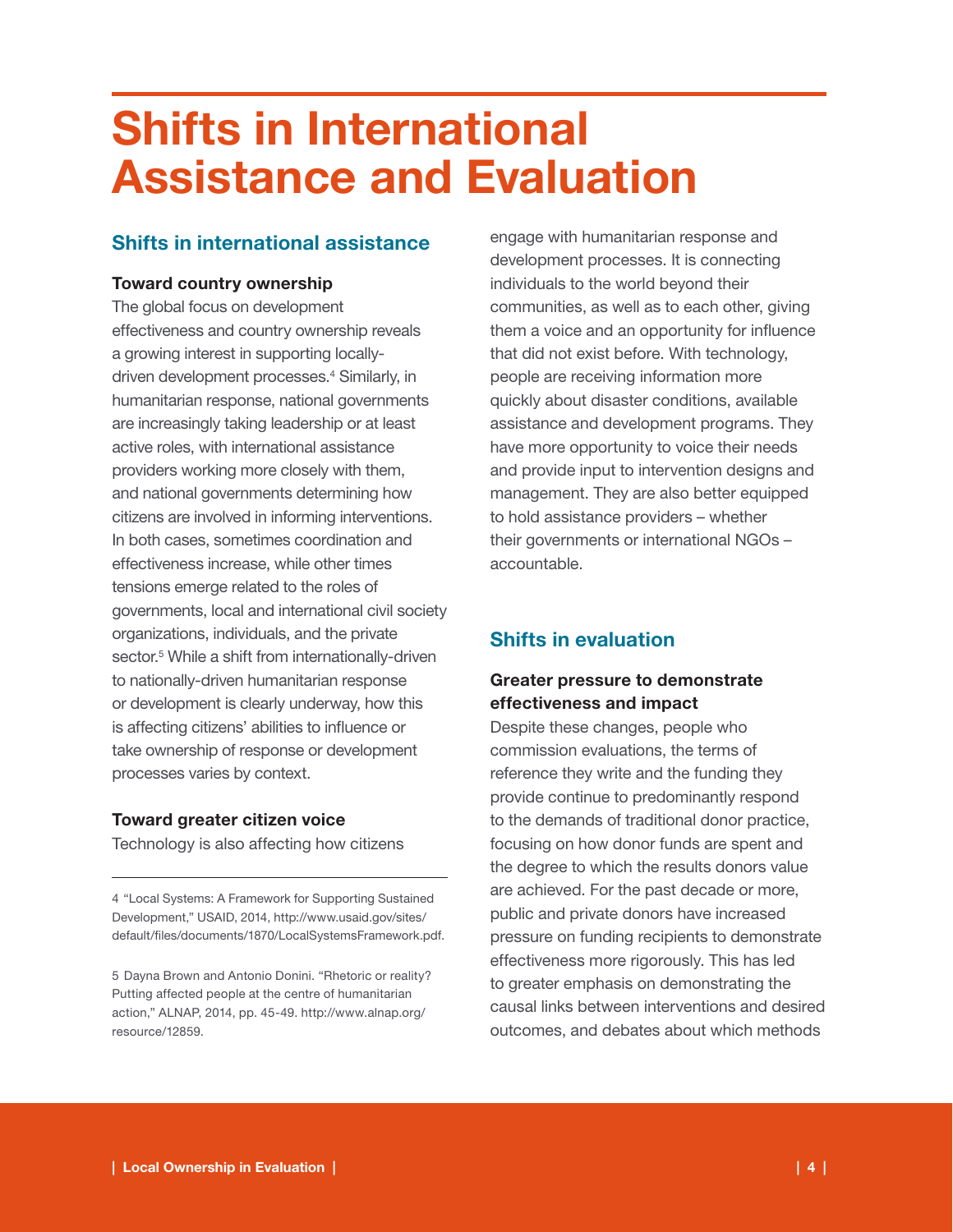# Shifts in International Assistance and Evaluation

## Shifts in international assistance

### Toward country ownership

The global focus on development effectiveness and country ownership reveals a growing interest in supporting locally-driven development processes.[4] Similarly, in humanitarian response, national governments are increasingly taking leadership or at least active roles, with international assistance providers working more closely with them, and national governments determining how citizens are involved in informing interventions. In both cases, sometimes coordination and effectiveness increase, while other times tensions emerge related to the roles of governments, local and international civil society organizations, individuals, and the private sector.[5] While a shift from internationally-driven to nationally-driven humanitarian response or development is clearly underway, how this is affecting citizens' abilities to influence or take ownership of response or development processes varies by context.

### Toward greater citizen voice

Technology is also affecting how citizens engage with humanitarian response and development processes. It is connecting individuals to the world beyond their communities, as well as to each other, giving them a voice and an opportunity for influence that did not exist before. With technology, people are receiving information more quickly about disaster conditions, available assistance and development programs. They have more opportunity to voice their needs and provide input to intervention designs and management. They are also better equipped to hold assistance providers – whether their governments or international NGOs – accountable.

## Shifts in evaluation

### Greater pressure to demonstrate effectiveness and impact

Despite these changes, people who commission evaluations, the terms of reference they write and the funding they provide continue to predominantly respond to the demands of traditional donor practice, focusing on how donor funds are spent and the degree to which the results donors value are achieved. For the past decade or more, public and private donors have increased pressure on funding recipients to demonstrate effectiveness more rigorously. This has led to greater emphasis on demonstrating the causal links between interventions and desired outcomes, and debates about which methods

---

4 "Local Systems: A Framework for Supporting Sustained Development," USAID, 2014, http://www.usaid.gov/sites/default/files/documents/1870/LocalSystemsFramework.pdf.

5 Dayna Brown and Antonio Donini. "Rhetoric or reality? Putting affected people at the centre of humanitarian action," ALNAP, 2014, pp. 45-49. http://www.alnap.org/resource/12859.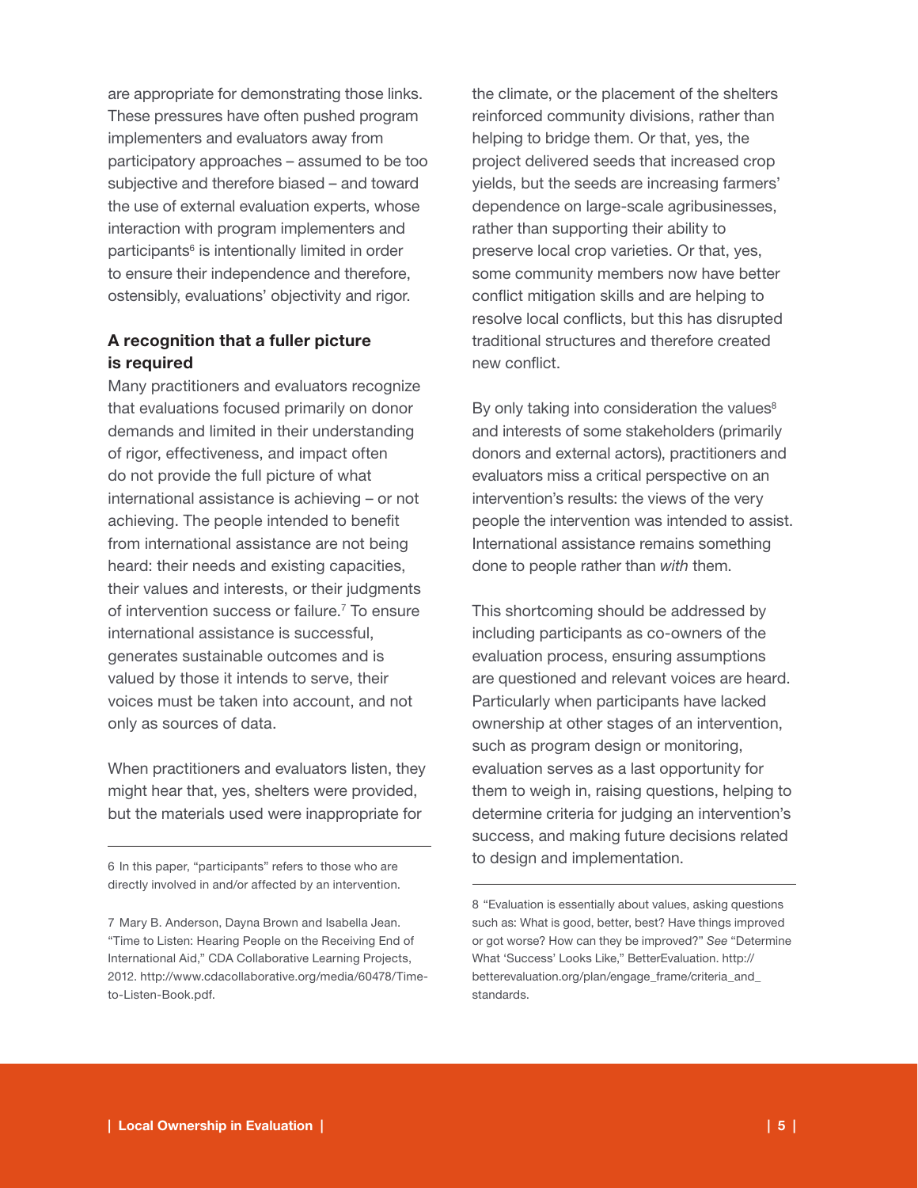are appropriate for demonstrating those links. These pressures have often pushed program implementers and evaluators away from participatory approaches – assumed to be too subjective and therefore biased – and toward the use of external evaluation experts, whose interaction with program implementers and participants[6] is intentionally limited in order to ensure their independence and therefore, ostensibly, evaluations' objectivity and rigor.

### A recognition that a fuller picture is required

Many practitioners and evaluators recognize that evaluations focused primarily on donor demands and limited in their understanding of rigor, effectiveness, and impact often do not provide the full picture of what international assistance is achieving – or not achieving. The people intended to benefit from international assistance are not being heard: their needs and existing capacities, their values and interests, or their judgments of intervention success or failure.[7] To ensure international assistance is successful, generates sustainable outcomes and is valued by those it intends to serve, their voices must be taken into account, and not only as sources of data.

When practitioners and evaluators listen, they might hear that, yes, shelters were provided, but the materials used were inappropriate for the climate, or the placement of the shelters reinforced community divisions, rather than helping to bridge them. Or that, yes, the project delivered seeds that increased crop yields, but the seeds are increasing farmers' dependence on large-scale agribusinesses, rather than supporting their ability to preserve local crop varieties. Or that, yes, some community members now have better conflict mitigation skills and are helping to resolve local conflicts, but this has disrupted traditional structures and therefore created new conflict.

By only taking into consideration the values[8] and interests of some stakeholders (primarily donors and external actors), practitioners and evaluators miss a critical perspective on an intervention's results: the views of the very people the intervention was intended to assist. International assistance remains something done to people rather than *with* them.

This shortcoming should be addressed by including participants as co-owners of the evaluation process, ensuring assumptions are questioned and relevant voices are heard. Particularly when participants have lacked ownership at other stages of an intervention, such as program design or monitoring, evaluation serves as a last opportunity for them to weigh in, raising questions, helping to determine criteria for judging an intervention's success, and making future decisions related to design and implementation.

---

6 In this paper, "participants" refers to those who are directly involved in and/or affected by an intervention.

7 Mary B. Anderson, Dayna Brown and Isabella Jean. "Time to Listen: Hearing People on the Receiving End of International Aid," CDA Collaborative Learning Projects, 2012. http://www.cdacollaborative.org/media/60478/Time-to-Listen-Book.pdf.

8 "Evaluation is essentially about values, asking questions such as: What is good, better, best? Have things improved or got worse? How can they be improved?" *See* "Determine What 'Success' Looks Like," BetterEvaluation. http://betterevaluation.org/plan/engage_frame/criteria_and_standards.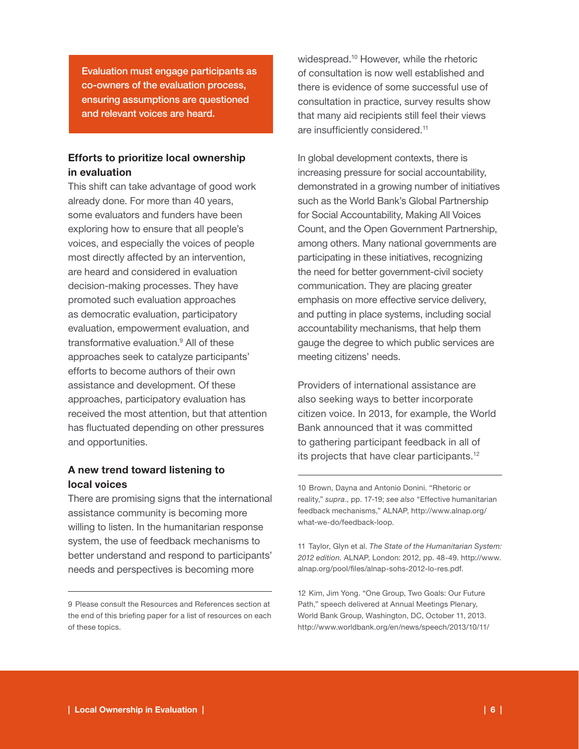**Evaluation must engage participants as co-owners of the evaluation process, ensuring assumptions are questioned and relevant voices are heard.**

### Efforts to prioritize local ownership in evaluation

This shift can take advantage of good work already done. For more than 40 years, some evaluators and funders have been exploring how to ensure that all people's voices, and especially the voices of people most directly affected by an intervention, are heard and considered in evaluation decision-making processes. They have promoted such evaluation approaches as democratic evaluation, participatory evaluation, empowerment evaluation, and transformative evaluation.[9] All of these approaches seek to catalyze participants' efforts to become authors of their own assistance and development. Of these approaches, participatory evaluation has received the most attention, but that attention has fluctuated depending on other pressures and opportunities.

### A new trend toward listening to local voices

There are promising signs that the international assistance community is becoming more willing to listen. In the humanitarian response system, the use of feedback mechanisms to better understand and respond to participants' needs and perspectives is becoming more widespread.[10] However, while the rhetoric of consultation is now well established and there is evidence of some successful use of consultation in practice, survey results show that many aid recipients still feel their views are insufficiently considered.[11]

In global development contexts, there is increasing pressure for social accountability, demonstrated in a growing number of initiatives such as the World Bank's Global Partnership for Social Accountability, Making All Voices Count, and the Open Government Partnership, among others. Many national governments are participating in these initiatives, recognizing the need for better government-civil society communication. They are placing greater emphasis on more effective service delivery, and putting in place systems, including social accountability mechanisms, that help them gauge the degree to which public services are meeting citizens' needs.

Providers of international assistance are also seeking ways to better incorporate citizen voice. In 2013, for example, the World Bank announced that it was committed to gathering participant feedback in all of its projects that have clear participants.[12]

---

9 Please consult the Resources and References section at the end of this briefing paper for a list of resources on each of these topics.

10 Brown, Dayna and Antonio Donini. "Rhetoric or reality," *supra*., pp. 17-19; *see also* "Effective humanitarian feedback mechanisms," ALNAP, http://www.alnap.org/what-we-do/feedback-loop.

11 Taylor, Glyn et al. *The State of the Humanitarian System: 2012 edition.* ALNAP, London: 2012, pp. 48-49. http://www.alnap.org/pool/files/alnap-sohs-2012-lo-res.pdf.

12 Kim, Jim Yong. "One Group, Two Goals: Our Future Path," speech delivered at Annual Meetings Plenary, World Bank Group, Washington, DC, October 11, 2013. http://www.worldbank.org/en/news/speech/2013/10/11/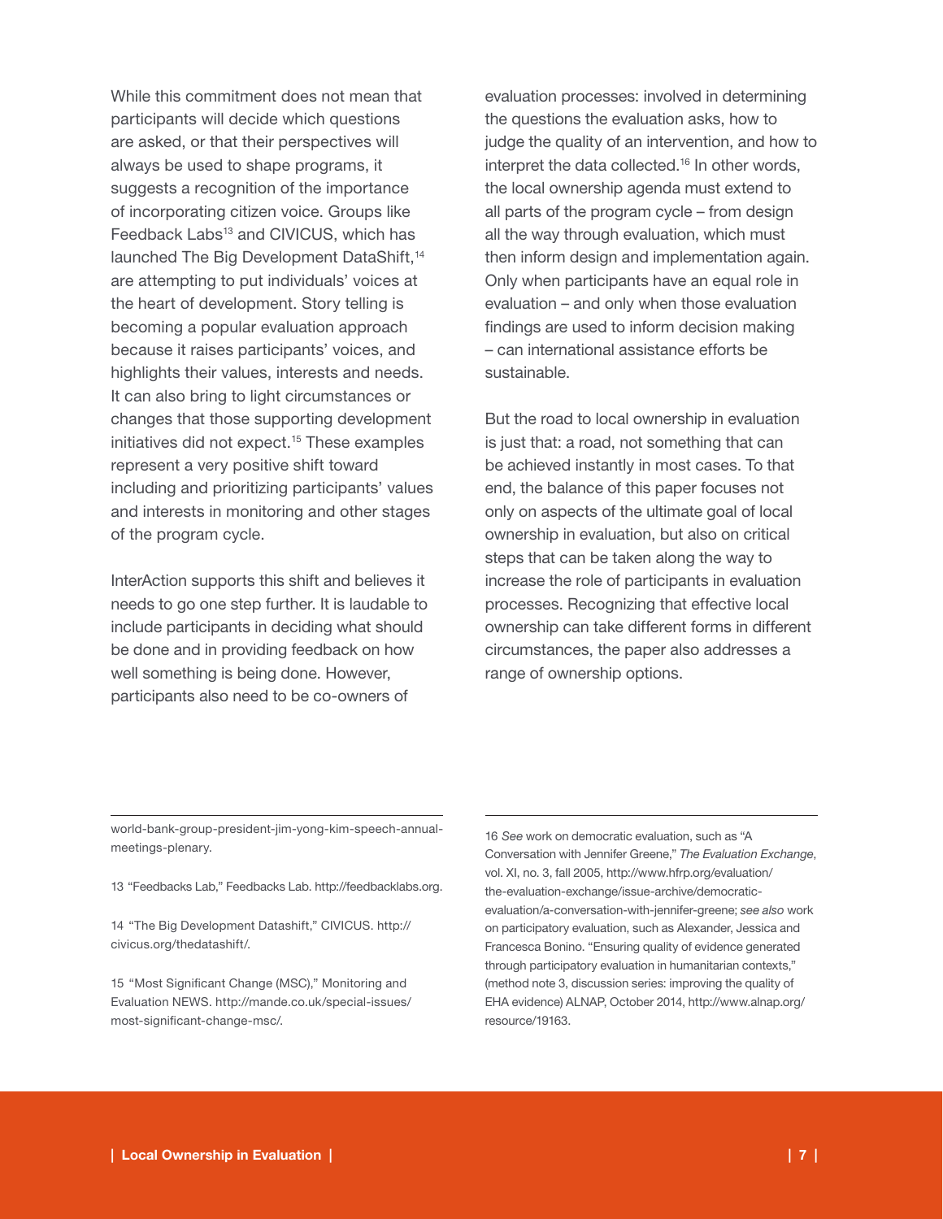While this commitment does not mean that participants will decide which questions are asked, or that their perspectives will always be used to shape programs, it suggests a recognition of the importance of incorporating citizen voice. Groups like Feedback Labs[13] and CIVICUS, which has launched The Big Development DataShift,[14] are attempting to put individuals' voices at the heart of development. Story telling is becoming a popular evaluation approach because it raises participants' voices, and highlights their values, interests and needs. It can also bring to light circumstances or changes that those supporting development initiatives did not expect.[15] These examples represent a very positive shift toward including and prioritizing participants' values and interests in monitoring and other stages of the program cycle.

InterAction supports this shift and believes it needs to go one step further. It is laudable to include participants in deciding what should be done and in providing feedback on how well something is being done. However, participants also need to be co-owners of evaluation processes: involved in determining the questions the evaluation asks, how to judge the quality of an intervention, and how to interpret the data collected.[16] In other words, the local ownership agenda must extend to all parts of the program cycle – from design all the way through evaluation, which must then inform design and implementation again. Only when participants have an equal role in evaluation – and only when those evaluation findings are used to inform decision making – can international assistance efforts be sustainable.

But the road to local ownership in evaluation is just that: a road, not something that can be achieved instantly in most cases. To that end, the balance of this paper focuses not only on aspects of the ultimate goal of local ownership in evaluation, but also on critical steps that can be taken along the way to increase the role of participants in evaluation processes. Recognizing that effective local ownership can take different forms in different circumstances, the paper also addresses a range of ownership options.

---

world-bank-group-president-jim-yong-kim-speech-annual-meetings-plenary.

13 "Feedbacks Lab," Feedbacks Lab. http://feedbacklabs.org.

14 "The Big Development Datashift," CIVICUS. http://civicus.org/thedatashift/.

15 "Most Significant Change (MSC)," Monitoring and Evaluation NEWS. http://mande.co.uk/special-issues/most-significant-change-msc/.

16 *See* work on democratic evaluation, such as "A Conversation with Jennifer Greene," *The Evaluation Exchange*, vol. XI, no. 3, fall 2005, http://www.hfrp.org/evaluation/the-evaluation-exchange/issue-archive/democratic-evaluation/a-conversation-with-jennifer-greene; *see also* work on participatory evaluation, such as Alexander, Jessica and Francesca Bonino. "Ensuring quality of evidence generated through participatory evaluation in humanitarian contexts," (method note 3, discussion series: improving the quality of EHA evidence) ALNAP, October 2014, http://www.alnap.org/resource/19163.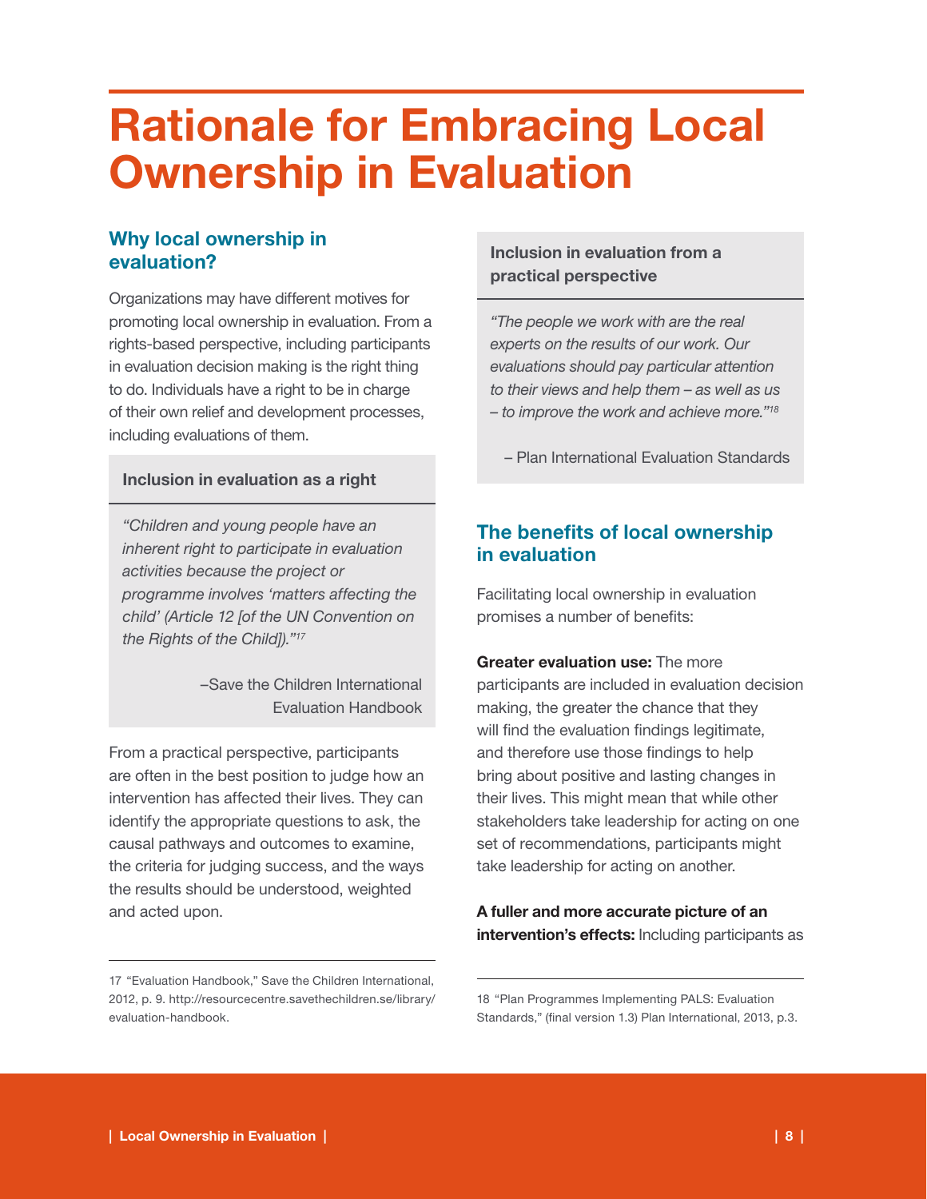# Rationale for Embracing Local Ownership in Evaluation

## Why local ownership in evaluation?

Organizations may have different motives for promoting local ownership in evaluation. From a rights-based perspective, including participants in evaluation decision making is the right thing to do. Individuals have a right to be in charge of their own relief and development processes, including evaluations of them.

> **Inclusion in evaluation as a right**
>
> *"Children and young people have an inherent right to participate in evaluation activities because the project or programme involves 'matters affecting the child' (Article 12 [of the UN Convention on the Rights of the Child])."*[17]
>
> –Save the Children International Evaluation Handbook

From a practical perspective, participants are often in the best position to judge how an intervention has affected their lives. They can identify the appropriate questions to ask, the causal pathways and outcomes to examine, the criteria for judging success, and the ways the results should be understood, weighted and acted upon.

> **Inclusion in evaluation from a practical perspective**
>
> *"The people we work with are the real experts on the results of our work. Our evaluations should pay particular attention to their views and help them – as well as us – to improve the work and achieve more."*[18]
>
> – Plan International Evaluation Standards

## The benefits of local ownership in evaluation

Facilitating local ownership in evaluation promises a number of benefits:

**Greater evaluation use:** The more participants are included in evaluation decision making, the greater the chance that they will find the evaluation findings legitimate, and therefore use those findings to help bring about positive and lasting changes in their lives. This might mean that while other stakeholders take leadership for acting on one set of recommendations, participants might take leadership for acting on another.

**A fuller and more accurate picture of an intervention's effects:** Including participants as

---

17 "Evaluation Handbook," Save the Children International, 2012, p. 9. http://resourcecentre.savethechildren.se/library/evaluation-handbook.

18 "Plan Programmes Implementing PALS: Evaluation Standards," (final version 1.3) Plan International, 2013, p.3.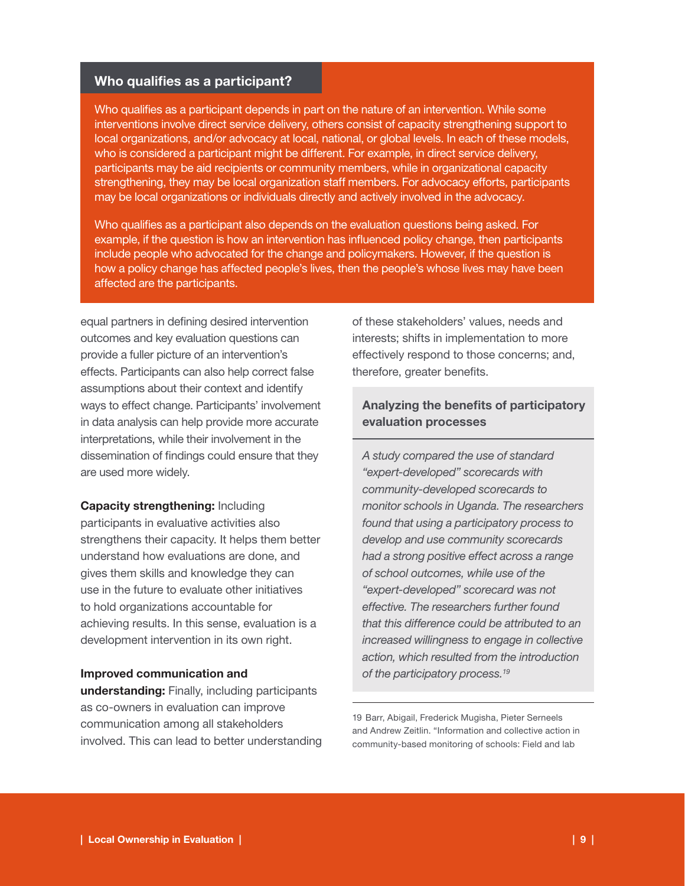### Who qualifies as a participant?

Who qualifies as a participant depends in part on the nature of an intervention. While some interventions involve direct service delivery, others consist of capacity strengthening support to local organizations, and/or advocacy at local, national, or global levels. In each of these models, who is considered a participant might be different. For example, in direct service delivery, participants may be aid recipients or community members, while in organizational capacity strengthening, they may be local organization staff members. For advocacy efforts, participants may be local organizations or individuals directly and actively involved in the advocacy.

Who qualifies as a participant also depends on the evaluation questions being asked. For example, if the question is how an intervention has influenced policy change, then participants include people who advocated for the change and policymakers. However, if the question is how a policy change has affected people's lives, then the people's whose lives may have been affected are the participants.

equal partners in defining desired intervention outcomes and key evaluation questions can provide a fuller picture of an intervention's effects. Participants can also help correct false assumptions about their context and identify ways to effect change. Participants' involvement in data analysis can help provide more accurate interpretations, while their involvement in the dissemination of findings could ensure that they are used more widely.

**Capacity strengthening:** Including participants in evaluative activities also strengthens their capacity. It helps them better understand how evaluations are done, and gives them skills and knowledge they can use in the future to evaluate other initiatives to hold organizations accountable for achieving results. In this sense, evaluation is a development intervention in its own right.

**Improved communication and understanding:** Finally, including participants as co-owners in evaluation can improve communication among all stakeholders involved. This can lead to better understanding of these stakeholders' values, needs and interests; shifts in implementation to more effectively respond to those concerns; and, therefore, greater benefits.

#### Analyzing the benefits of participatory evaluation processes

*A study compared the use of standard "expert-developed" scorecards with community-developed scorecards to monitor schools in Uganda. The researchers found that using a participatory process to develop and use community scorecards had a strong positive effect across a range of school outcomes, while use of the "expert-developed" scorecard was not effective. The researchers further found that this difference could be attributed to an increased willingness to engage in collective action, which resulted from the introduction of the participatory process.*[19]

19 Barr, Abigail, Frederick Mugisha, Pieter Serneels and Andrew Zeitlin. "Information and collective action in community-based monitoring of schools: Field and lab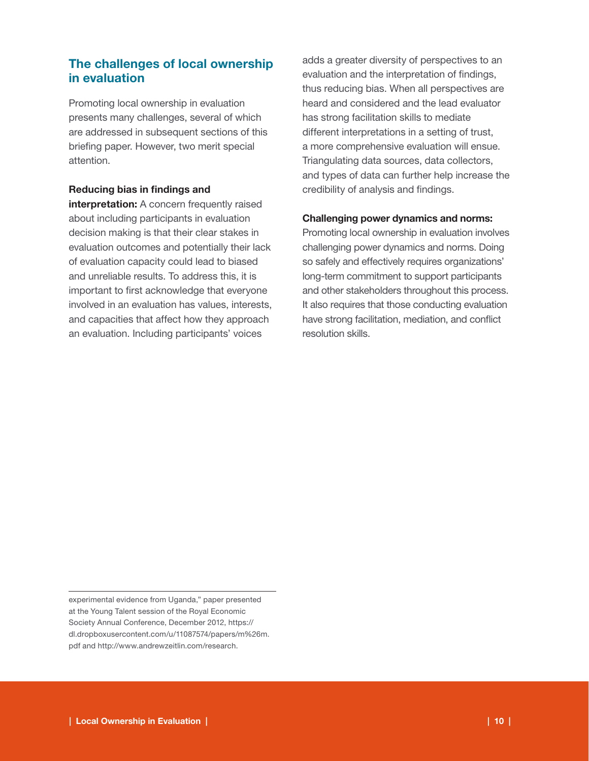## The challenges of local ownership in evaluation

Promoting local ownership in evaluation presents many challenges, several of which are addressed in subsequent sections of this briefing paper. However, two merit special attention.

**Reducing bias in findings and interpretation:** A concern frequently raised about including participants in evaluation decision making is that their clear stakes in evaluation outcomes and potentially their lack of evaluation capacity could lead to biased and unreliable results. To address this, it is important to first acknowledge that everyone involved in an evaluation has values, interests, and capacities that affect how they approach an evaluation. Including participants' voices adds a greater diversity of perspectives to an evaluation and the interpretation of findings, thus reducing bias. When all perspectives are heard and considered and the lead evaluator has strong facilitation skills to mediate different interpretations in a setting of trust, a more comprehensive evaluation will ensue. Triangulating data sources, data collectors, and types of data can further help increase the credibility of analysis and findings.

**Challenging power dynamics and norms:** Promoting local ownership in evaluation involves challenging power dynamics and norms. Doing so safely and effectively requires organizations' long-term commitment to support participants and other stakeholders throughout this process. It also requires that those conducting evaluation have strong facilitation, mediation, and conflict resolution skills.

---

experimental evidence from Uganda," paper presented at the Young Talent session of the Royal Economic Society Annual Conference, December 2012, https://dl.dropboxusercontent.com/u/11087574/papers/m%26m.pdf and http://www.andrewzeitlin.com/research.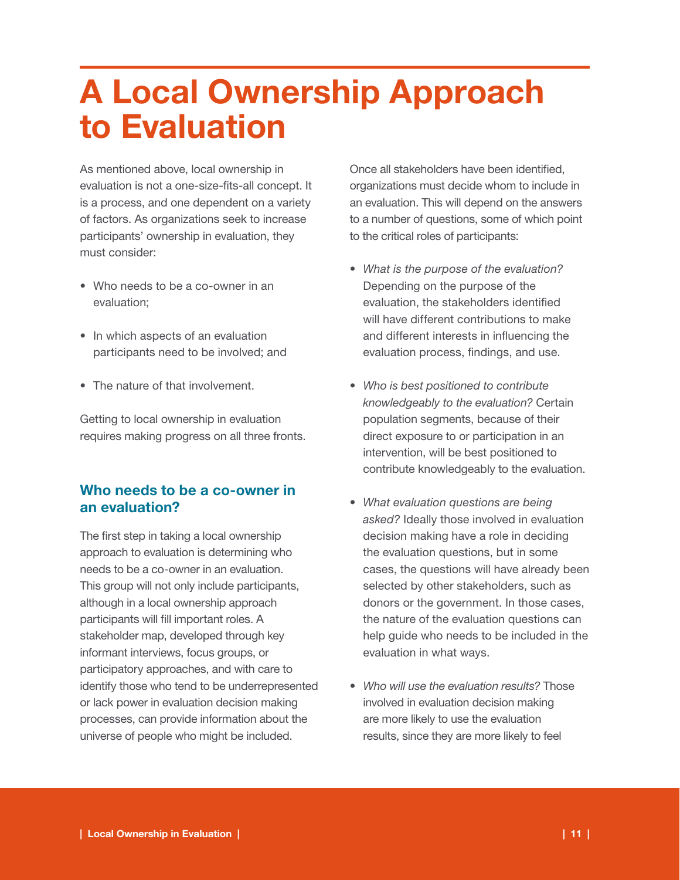# A Local Ownership Approach to Evaluation

As mentioned above, local ownership in evaluation is not a one-size-fits-all concept. It is a process, and one dependent on a variety of factors. As organizations seek to increase participants' ownership in evaluation, they must consider:

- Who needs to be a co-owner in an evaluation;
- In which aspects of an evaluation participants need to be involved; and
- The nature of that involvement.

Getting to local ownership in evaluation requires making progress on all three fronts.

## Who needs to be a co-owner in an evaluation?

The first step in taking a local ownership approach to evaluation is determining who needs to be a co-owner in an evaluation. This group will not only include participants, although in a local ownership approach participants will fill important roles. A stakeholder map, developed through key informant interviews, focus groups, or participatory approaches, and with care to identify those who tend to be underrepresented or lack power in evaluation decision making processes, can provide information about the universe of people who might be included.

Once all stakeholders have been identified, organizations must decide whom to include in an evaluation. This will depend on the answers to a number of questions, some of which point to the critical roles of participants:

- *What is the purpose of the evaluation?* Depending on the purpose of the evaluation, the stakeholders identified will have different contributions to make and different interests in influencing the evaluation process, findings, and use.
- *Who is best positioned to contribute knowledgeably to the evaluation?* Certain population segments, because of their direct exposure to or participation in an intervention, will be best positioned to contribute knowledgeably to the evaluation.
- *What evaluation questions are being asked?* Ideally those involved in evaluation decision making have a role in deciding the evaluation questions, but in some cases, the questions will have already been selected by other stakeholders, such as donors or the government. In those cases, the nature of the evaluation questions can help guide who needs to be included in the evaluation in what ways.
- *Who will use the evaluation results?* Those involved in evaluation decision making are more likely to use the evaluation results, since they are more likely to feel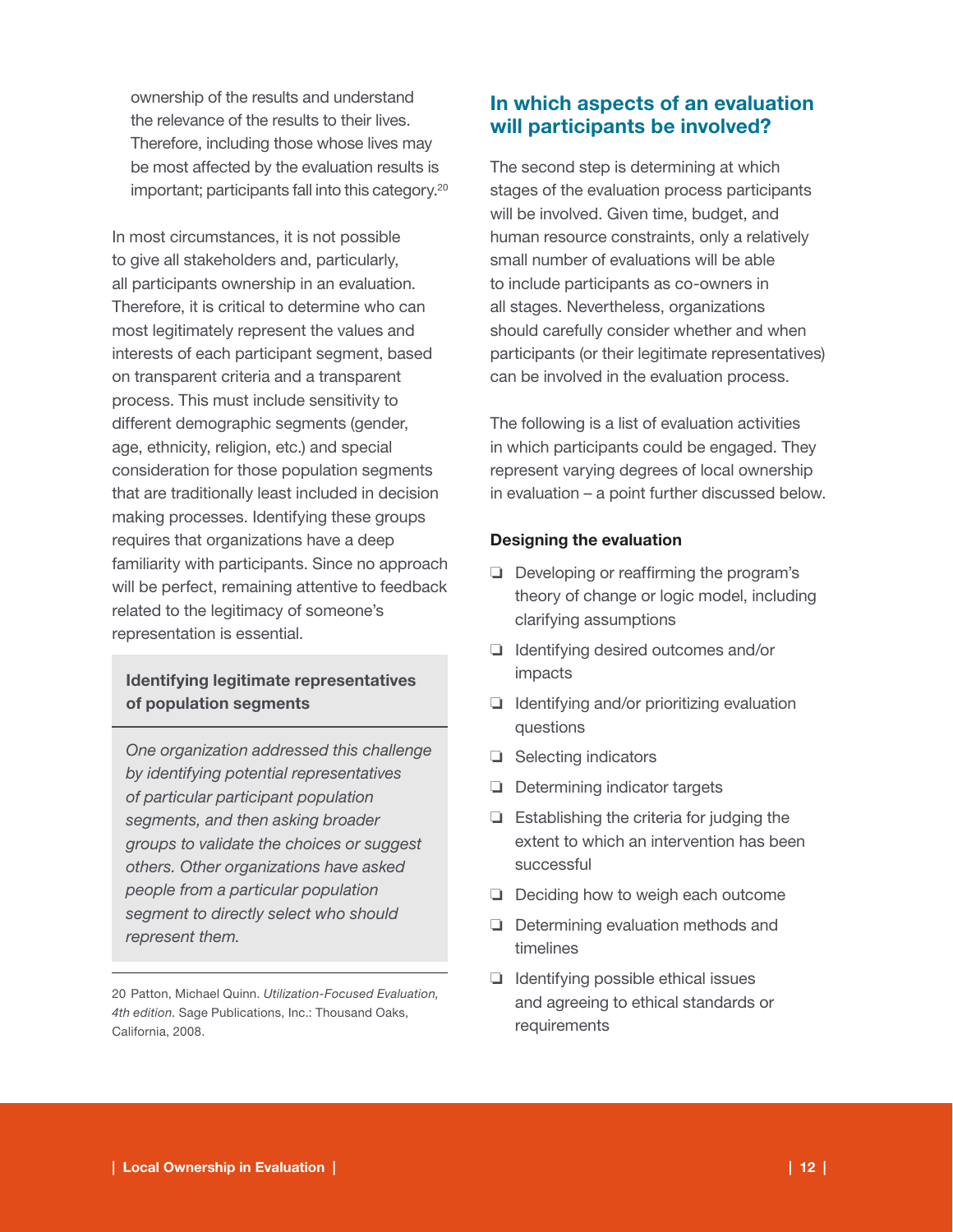ownership of the results and understand the relevance of the results to their lives. Therefore, including those whose lives may be most affected by the evaluation results is important; participants fall into this category.[20]

In most circumstances, it is not possible to give all stakeholders and, particularly, all participants ownership in an evaluation. Therefore, it is critical to determine who can most legitimately represent the values and interests of each participant segment, based on transparent criteria and a transparent process. This must include sensitivity to different demographic segments (gender, age, ethnicity, religion, etc.) and special consideration for those population segments that are traditionally least included in decision making processes. Identifying these groups requires that organizations have a deep familiarity with participants. Since no approach will be perfect, remaining attentive to feedback related to the legitimacy of someone's representation is essential.

> **Identifying legitimate representatives of population segments**
>
> *One organization addressed this challenge by identifying potential representatives of particular participant population segments, and then asking broader groups to validate the choices or suggest others. Other organizations have asked people from a particular population segment to directly select who should represent them.*

20 Patton, Michael Quinn. *Utilization-Focused Evaluation, 4th edition*. Sage Publications, Inc.: Thousand Oaks, California, 2008.

## In which aspects of an evaluation will participants be involved?

The second step is determining at which stages of the evaluation process participants will be involved. Given time, budget, and human resource constraints, only a relatively small number of evaluations will be able to include participants as co-owners in all stages. Nevertheless, organizations should carefully consider whether and when participants (or their legitimate representatives) can be involved in the evaluation process.

The following is a list of evaluation activities in which participants could be engaged. They represent varying degrees of local ownership in evaluation – a point further discussed below.

**Designing the evaluation**

- ❏ Developing or reaffirming the program's theory of change or logic model, including clarifying assumptions
- ❏ Identifying desired outcomes and/or impacts
- ❏ Identifying and/or prioritizing evaluation questions
- ❏ Selecting indicators
- ❏ Determining indicator targets
- ❏ Establishing the criteria for judging the extent to which an intervention has been successful
- ❏ Deciding how to weigh each outcome
- ❏ Determining evaluation methods and timelines
- ❏ Identifying possible ethical issues and agreeing to ethical standards or requirements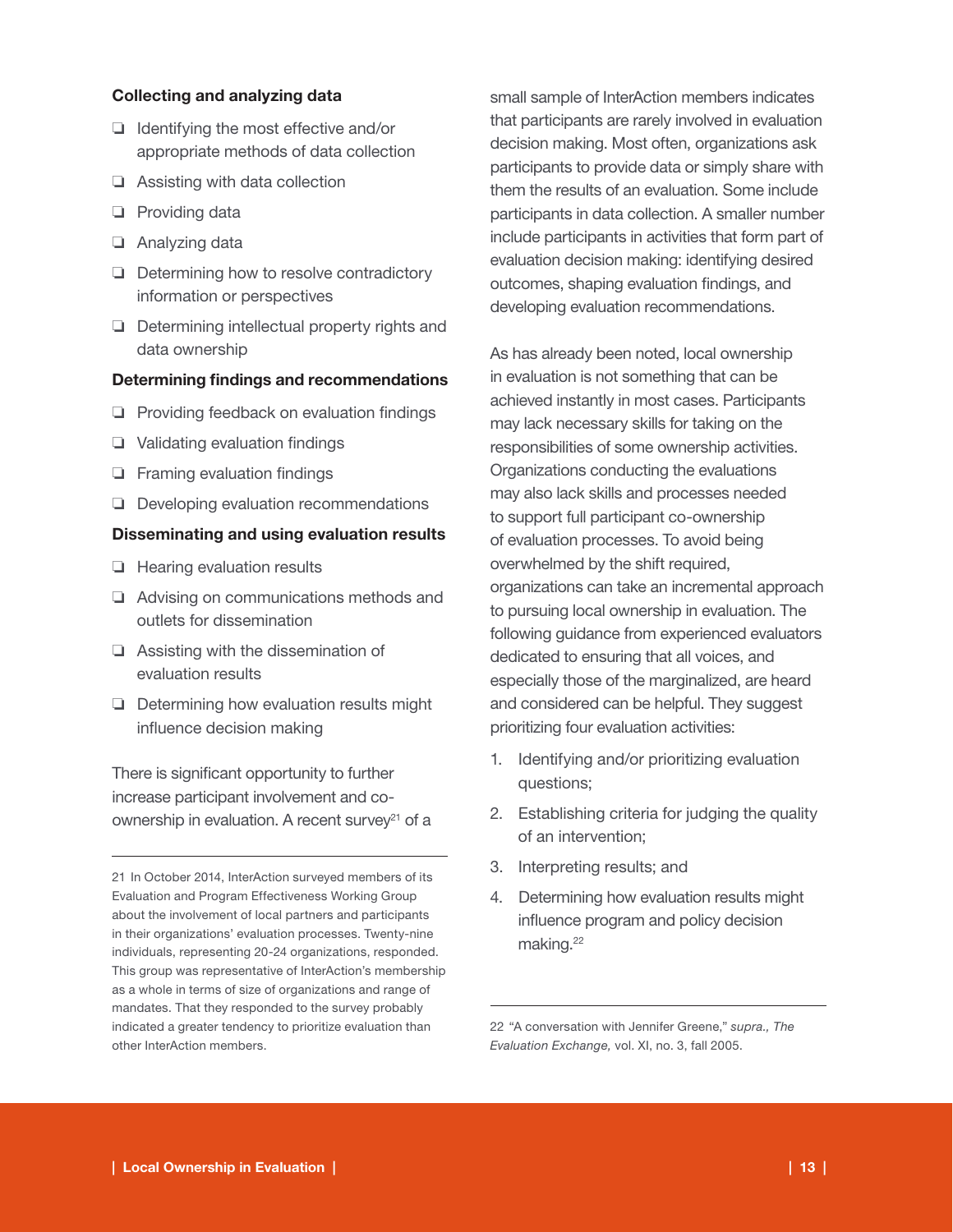**Collecting and analyzing data**

- ❑ Identifying the most effective and/or appropriate methods of data collection
- ❑ Assisting with data collection
- ❑ Providing data
- ❑ Analyzing data
- ❑ Determining how to resolve contradictory information or perspectives
- ❑ Determining intellectual property rights and data ownership

**Determining findings and recommendations**

- ❑ Providing feedback on evaluation findings
- ❑ Validating evaluation findings
- ❑ Framing evaluation findings
- ❑ Developing evaluation recommendations

**Disseminating and using evaluation results**

- ❑ Hearing evaluation results
- ❑ Advising on communications methods and outlets for dissemination
- ❑ Assisting with the dissemination of evaluation results
- ❑ Determining how evaluation results might influence decision making

There is significant opportunity to further increase participant involvement and co-ownership in evaluation. A recent survey[21] of a small sample of InterAction members indicates that participants are rarely involved in evaluation decision making. Most often, organizations ask participants to provide data or simply share with them the results of an evaluation. Some include participants in data collection. A smaller number include participants in activities that form part of evaluation decision making: identifying desired outcomes, shaping evaluation findings, and developing evaluation recommendations.

As has already been noted, local ownership in evaluation is not something that can be achieved instantly in most cases. Participants may lack necessary skills for taking on the responsibilities of some ownership activities. Organizations conducting the evaluations may also lack skills and processes needed to support full participant co-ownership of evaluation processes. To avoid being overwhelmed by the shift required, organizations can take an incremental approach to pursuing local ownership in evaluation. The following guidance from experienced evaluators dedicated to ensuring that all voices, and especially those of the marginalized, are heard and considered can be helpful. They suggest prioritizing four evaluation activities:

1. Identifying and/or prioritizing evaluation questions;
2. Establishing criteria for judging the quality of an intervention;
3. Interpreting results; and
4. Determining how evaluation results might influence program and policy decision making.[22]

---

21 In October 2014, InterAction surveyed members of its Evaluation and Program Effectiveness Working Group about the involvement of local partners and participants in their organizations' evaluation processes. Twenty-nine individuals, representing 20-24 organizations, responded. This group was representative of InterAction's membership as a whole in terms of size of organizations and range of mandates. That they responded to the survey probably indicated a greater tendency to prioritize evaluation than other InterAction members.

22 "A conversation with Jennifer Greene," *supra., The Evaluation Exchange,* vol. XI, no. 3, fall 2005.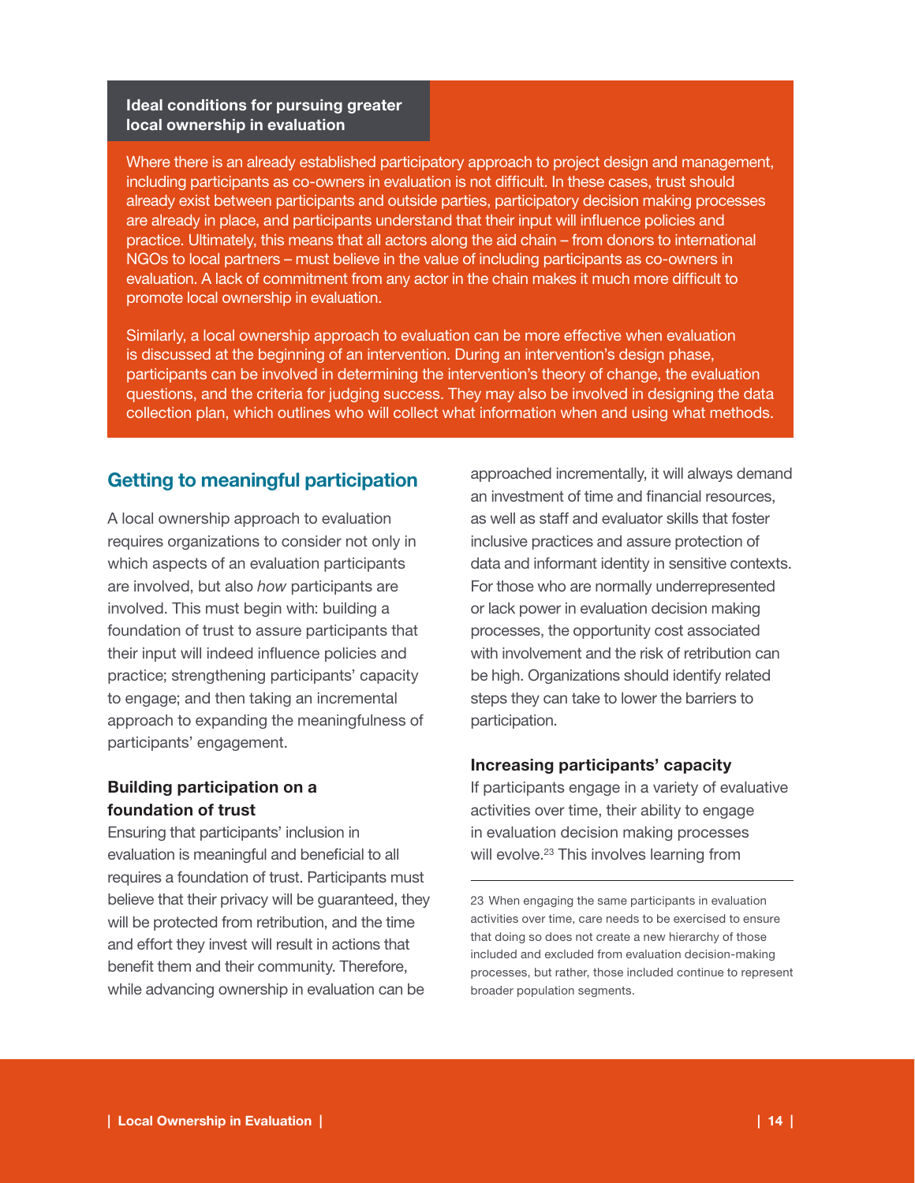**Ideal conditions for pursuing greater local ownership in evaluation**

Where there is an already established participatory approach to project design and management, including participants as co-owners in evaluation is not difficult. In these cases, trust should already exist between participants and outside parties, participatory decision making processes are already in place, and participants understand that their input will influence policies and practice. Ultimately, this means that all actors along the aid chain – from donors to international NGOs to local partners – must believe in the value of including participants as co-owners in evaluation. A lack of commitment from any actor in the chain makes it much more difficult to promote local ownership in evaluation.

Similarly, a local ownership approach to evaluation can be more effective when evaluation is discussed at the beginning of an intervention. During an intervention's design phase, participants can be involved in determining the intervention's theory of change, the evaluation questions, and the criteria for judging success. They may also be involved in designing the data collection plan, which outlines who will collect what information when and using what methods.

## Getting to meaningful participation

A local ownership approach to evaluation requires organizations to consider not only in which aspects of an evaluation participants are involved, but also *how* participants are involved. This must begin with: building a foundation of trust to assure participants that their input will indeed influence policies and practice; strengthening participants' capacity to engage; and then taking an incremental approach to expanding the meaningfulness of participants' engagement.

### Building participation on a foundation of trust

Ensuring that participants' inclusion in evaluation is meaningful and beneficial to all requires a foundation of trust. Participants must believe that their privacy will be guaranteed, they will be protected from retribution, and the time and effort they invest will result in actions that benefit them and their community. Therefore, while advancing ownership in evaluation can be approached incrementally, it will always demand an investment of time and financial resources, as well as staff and evaluator skills that foster inclusive practices and assure protection of data and informant identity in sensitive contexts. For those who are normally underrepresented or lack power in evaluation decision making processes, the opportunity cost associated with involvement and the risk of retribution can be high. Organizations should identify related steps they can take to lower the barriers to participation.

### Increasing participants' capacity

If participants engage in a variety of evaluative activities over time, their ability to engage in evaluation decision making processes will evolve.[23] This involves learning from

23 When engaging the same participants in evaluation activities over time, care needs to be exercised to ensure that doing so does not create a new hierarchy of those included and excluded from evaluation decision-making processes, but rather, those included continue to represent broader population segments.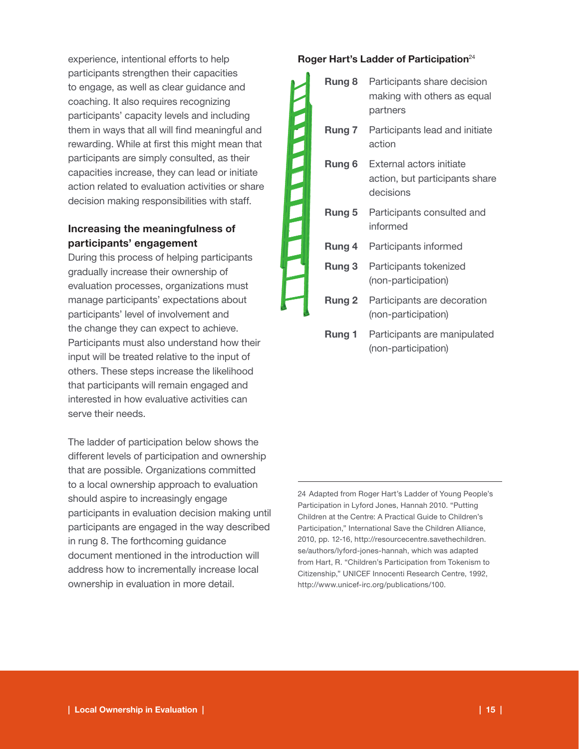experience, intentional efforts to help participants strengthen their capacities to engage, as well as clear guidance and coaching. It also requires recognizing participants' capacity levels and including them in ways that all will find meaningful and rewarding. While at first this might mean that participants are simply consulted, as their capacities increase, they can lead or initiate action related to evaluation activities or share decision making responsibilities with staff.

### Increasing the meaningfulness of participants' engagement

During this process of helping participants gradually increase their ownership of evaluation processes, organizations must manage participants' expectations about participants' level of involvement and the change they can expect to achieve. Participants must also understand how their input will be treated relative to the input of others. These steps increase the likelihood that participants will remain engaged and interested in how evaluative activities can serve their needs.

The ladder of participation below shows the different levels of participation and ownership that are possible. Organizations committed to a local ownership approach to evaluation should aspire to increasingly engage participants in evaluation decision making until participants are engaged in the way described in rung 8. The forthcoming guidance document mentioned in the introduction will address how to incrementally increase local ownership in evaluation in more detail.

**Roger Hart's Ladder of Participation**[24]

| | |
|---|---|
| **Rung 8** | Participants share decision making with others as equal partners |
| **Rung 7** | Participants lead and initiate action |
| **Rung 6** | External actors initiate action, but participants share decisions |
| **Rung 5** | Participants consulted and informed |
| **Rung 4** | Participants informed |
| **Rung 3** | Participants tokenized (non-participation) |
| **Rung 2** | Participants are decoration (non-participation) |
| **Rung 1** | Participants are manipulated (non-participation) |

24 Adapted from Roger Hart's Ladder of Young People's Participation in Lyford Jones, Hannah 2010. "Putting Children at the Centre: A Practical Guide to Children's Participation," International Save the Children Alliance, 2010, pp. 12-16, http://resourcentre.savethechildren.se/authors/lyford-jones-hannah, which was adapted from Hart, R. "Children's Participation from Tokenism to Citizenship," UNICEF Innocenti Research Centre, 1992, http://www.unicef-irc.org/publications/100.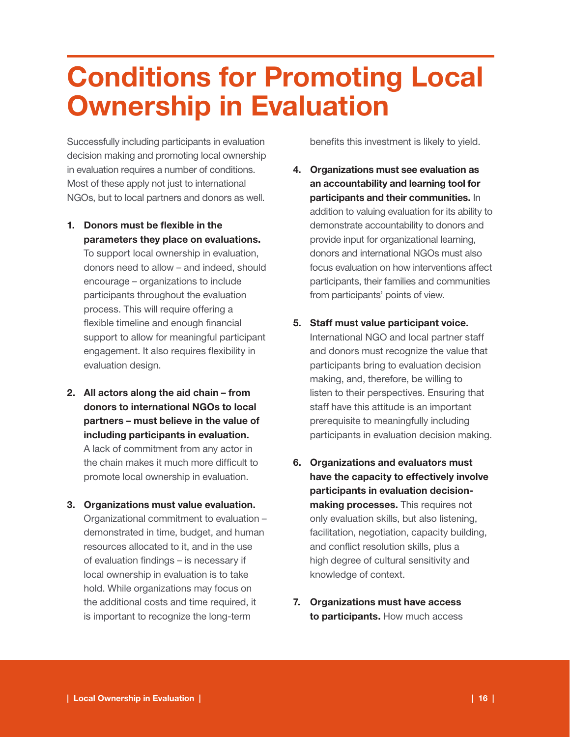# Conditions for Promoting Local Ownership in Evaluation

Successfully including participants in evaluation decision making and promoting local ownership in evaluation requires a number of conditions. Most of these apply not just to international NGOs, but to local partners and donors as well.

1. **Donors must be flexible in the parameters they place on evaluations.** To support local ownership in evaluation, donors need to allow – and indeed, should encourage – organizations to include participants throughout the evaluation process. This will require offering a flexible timeline and enough financial support to allow for meaningful participant engagement. It also requires flexibility in evaluation design.

2. **All actors along the aid chain – from donors to international NGOs to local partners – must believe in the value of including participants in evaluation.** A lack of commitment from any actor in the chain makes it much more difficult to promote local ownership in evaluation.

3. **Organizations must value evaluation.** Organizational commitment to evaluation – demonstrated in time, budget, and human resources allocated to it, and in the use of evaluation findings – is necessary if local ownership in evaluation is to take hold. While organizations may focus on the additional costs and time required, it is important to recognize the long-term benefits this investment is likely to yield.

4. **Organizations must see evaluation as an accountability and learning tool for participants and their communities.** In addition to valuing evaluation for its ability to demonstrate accountability to donors and provide input for organizational learning, donors and international NGOs must also focus evaluation on how interventions affect participants, their families and communities from participants' points of view.

5. **Staff must value participant voice.** International NGO and local partner staff and donors must recognize the value that participants bring to evaluation decision making, and, therefore, be willing to listen to their perspectives. Ensuring that staff have this attitude is an important prerequisite to meaningfully including participants in evaluation decision making.

6. **Organizations and evaluators must have the capacity to effectively involve participants in evaluation decision-making processes.** This requires not only evaluation skills, but also listening, facilitation, negotiation, capacity building, and conflict resolution skills, plus a high degree of cultural sensitivity and knowledge of context.

7. **Organizations must have access to participants.** How much access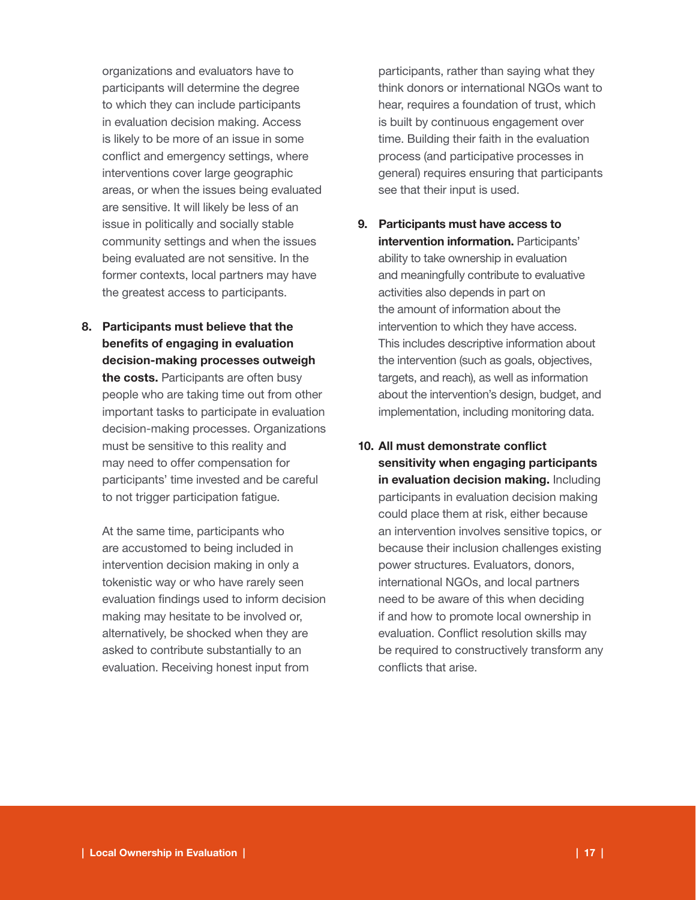organizations and evaluators have to participants will determine the degree to which they can include participants in evaluation decision making. Access is likely to be more of an issue in some conflict and emergency settings, where interventions cover large geographic areas, or when the issues being evaluated are sensitive. It will likely be less of an issue in politically and socially stable community settings and when the issues being evaluated are not sensitive. In the former contexts, local partners may have the greatest access to participants.

8. **Participants must believe that the benefits of engaging in evaluation decision-making processes outweigh the costs.** Participants are often busy people who are taking time out from other important tasks to participate in evaluation decision-making processes. Organizations must be sensitive to this reality and may need to offer compensation for participants' time invested and be careful to not trigger participation fatigue.

   At the same time, participants who are accustomed to being included in intervention decision making in only a tokenistic way or who have rarely seen evaluation findings used to inform decision making may hesitate to be involved or, alternatively, be shocked when they are asked to contribute substantially to an evaluation. Receiving honest input from participants, rather than saying what they think donors or international NGOs want to hear, requires a foundation of trust, which is built by continuous engagement over time. Building their faith in the evaluation process (and participative processes in general) requires ensuring that participants see that their input is used.

9. **Participants must have access to intervention information.** Participants' ability to take ownership in evaluation and meaningfully contribute to evaluative activities also depends in part on the amount of information about the intervention to which they have access. This includes descriptive information about the intervention (such as goals, objectives, targets, and reach), as well as information about the intervention's design, budget, and implementation, including monitoring data.

10. **All must demonstrate conflict sensitivity when engaging participants in evaluation decision making.** Including participants in evaluation decision making could place them at risk, either because an intervention involves sensitive topics, or because their inclusion challenges existing power structures. Evaluators, donors, international NGOs, and local partners need to be aware of this when deciding if and how to promote local ownership in evaluation. Conflict resolution skills may be required to constructively transform any conflicts that arise.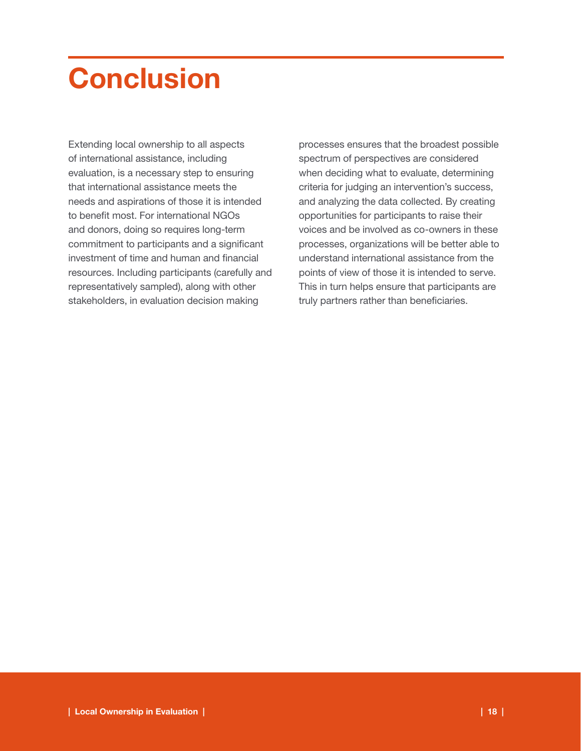# Conclusion

Extending local ownership to all aspects of international assistance, including evaluation, is a necessary step to ensuring that international assistance meets the needs and aspirations of those it is intended to benefit most. For international NGOs and donors, doing so requires long-term commitment to participants and a significant investment of time and human and financial resources. Including participants (carefully and representatively sampled), along with other stakeholders, in evaluation decision making processes ensures that the broadest possible spectrum of perspectives are considered when deciding what to evaluate, determining criteria for judging an intervention's success, and analyzing the data collected. By creating opportunities for participants to raise their voices and be involved as co-owners in these processes, organizations will be better able to understand international assistance from the points of view of those it is intended to serve. This in turn helps ensure that participants are truly partners rather than beneficiaries.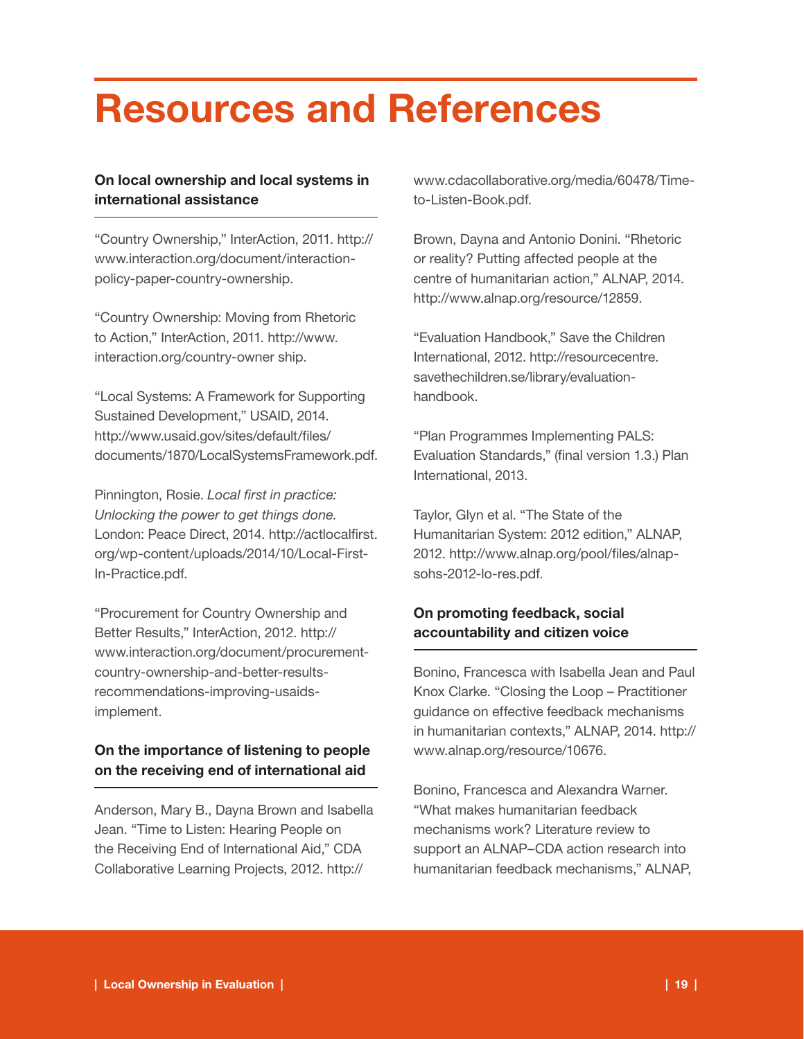# Resources and References

**On local ownership and local systems in international assistance**

"Country Ownership," InterAction, 2011. http://www.interaction.org/document/interaction-policy-paper-country-ownership.

"Country Ownership: Moving from Rhetoric to Action," InterAction, 2011. http://www.interaction.org/country-owner ship.

"Local Systems: A Framework for Supporting Sustained Development," USAID, 2014. http://www.usaid.gov/sites/default/files/documents/1870/LocalSystemsFramework.pdf.

Pinnington, Rosie. *Local first in practice: Unlocking the power to get things done*. London: Peace Direct, 2014. http://actlocalfirst.org/wp-content/uploads/2014/10/Local-First-In-Practice.pdf.

"Procurement for Country Ownership and Better Results," InterAction, 2012. http://www.interaction.org/document/procurement-country-ownership-and-better-results-recommendations-improving-usaids-implement.

**On the importance of listening to people on the receiving end of international aid**

Anderson, Mary B., Dayna Brown and Isabella Jean. "Time to Listen: Hearing People on the Receiving End of International Aid," CDA Collaborative Learning Projects, 2012. http://www.cdacollaborative.org/media/60478/Time-to-Listen-Book.pdf.

Brown, Dayna and Antonio Donini. "Rhetoric or reality? Putting affected people at the centre of humanitarian action," ALNAP, 2014. http://www.alnap.org/resource/12859.

"Evaluation Handbook," Save the Children International, 2012. http://resourcentre.savethechildren.se/library/evaluation-handbook.

"Plan Programmes Implementing PALS: Evaluation Standards," (final version 1.3.) Plan International, 2013.

Taylor, Glyn et al. "The State of the Humanitarian System: 2012 edition," ALNAP, 2012. http://www.alnap.org/pool/files/alnap-sohs-2012-lo-res.pdf.

**On promoting feedback, social accountability and citizen voice**

Bonino, Francesca with Isabella Jean and Paul Knox Clarke. "Closing the Loop – Practitioner guidance on effective feedback mechanisms in humanitarian contexts," ALNAP, 2014. http://www.alnap.org/resource/10676.

Bonino, Francesca and Alexandra Warner. "What makes humanitarian feedback mechanisms work? Literature review to support an ALNAP–CDA action research into humanitarian feedback mechanisms," ALNAP,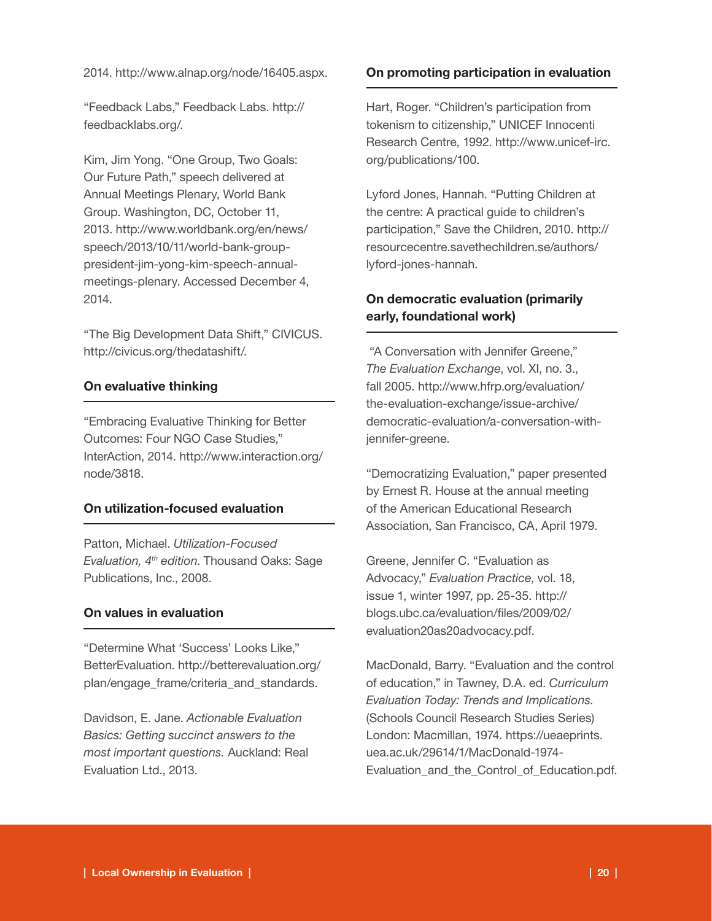2014. http://www.alnap.org/node/16405.aspx.

"Feedback Labs," Feedback Labs. http://feedbacklabs.org/.

Kim, Jim Yong. "One Group, Two Goals: Our Future Path," speech delivered at Annual Meetings Plenary, World Bank Group. Washington, DC, October 11, 2013. http://www.worldbank.org/en/news/speech/2013/10/11/world-bank-group-president-jim-yong-kim-speech-annual-meetings-plenary. Accessed December 4, 2014.

"The Big Development Data Shift," CIVICUS. http://civicus.org/thedatashift/.

### On evaluative thinking

"Embracing Evaluative Thinking for Better Outcomes: Four NGO Case Studies," InterAction, 2014. http://www.interaction.org/node/3818.

### On utilization-focused evaluation

Patton, Michael. *Utilization-Focused Evaluation, 4th edition.* Thousand Oaks: Sage Publications, Inc., 2008.

### On values in evaluation

"Determine What 'Success' Looks Like," BetterEvaluation. http://betterevaluation.org/plan/engage_frame/criteria_and_standards.

Davidson, E. Jane. *Actionable Evaluation Basics: Getting succinct answers to the most important questions.* Auckland: Real Evaluation Ltd., 2013.

### On promoting participation in evaluation

Hart, Roger. "Children's participation from tokenism to citizenship," UNICEF Innocenti Research Centre, 1992. http://www.unicef-irc.org/publications/100.

Lyford Jones, Hannah. "Putting Children at the centre: A practical guide to children's participation," Save the Children, 2010. http://resourcecentre.savethechildren.se/authors/lyford-jones-hannah.

### On democratic evaluation (primarily early, foundational work)

"A Conversation with Jennifer Greene," *The Evaluation Exchange*, vol. XI, no. 3., fall 2005. http://www.hfrp.org/evaluation/the-evaluation-exchange/issue-archive/democratic-evaluation/a-conversation-with-jennifer-greene.

"Democratizing Evaluation," paper presented by Ernest R. House at the annual meeting of the American Educational Research Association, San Francisco, CA, April 1979.

Greene, Jennifer C. "Evaluation as Advocacy," *Evaluation Practice*, vol. 18, issue 1, winter 1997, pp. 25-35. http://blogs.ubc.ca/evaluation/files/2009/02/evaluation20as20advocacy.pdf.

MacDonald, Barry. "Evaluation and the control of education," in Tawney, D.A. ed. *Curriculum Evaluation Today: Trends and Implications.* (Schools Council Research Studies Series) London: Macmillan, 1974. https://ueaeprints.uea.ac.uk/29614/1/MacDonald-1974-Evaluation_and_the_Control_of_Education.pdf.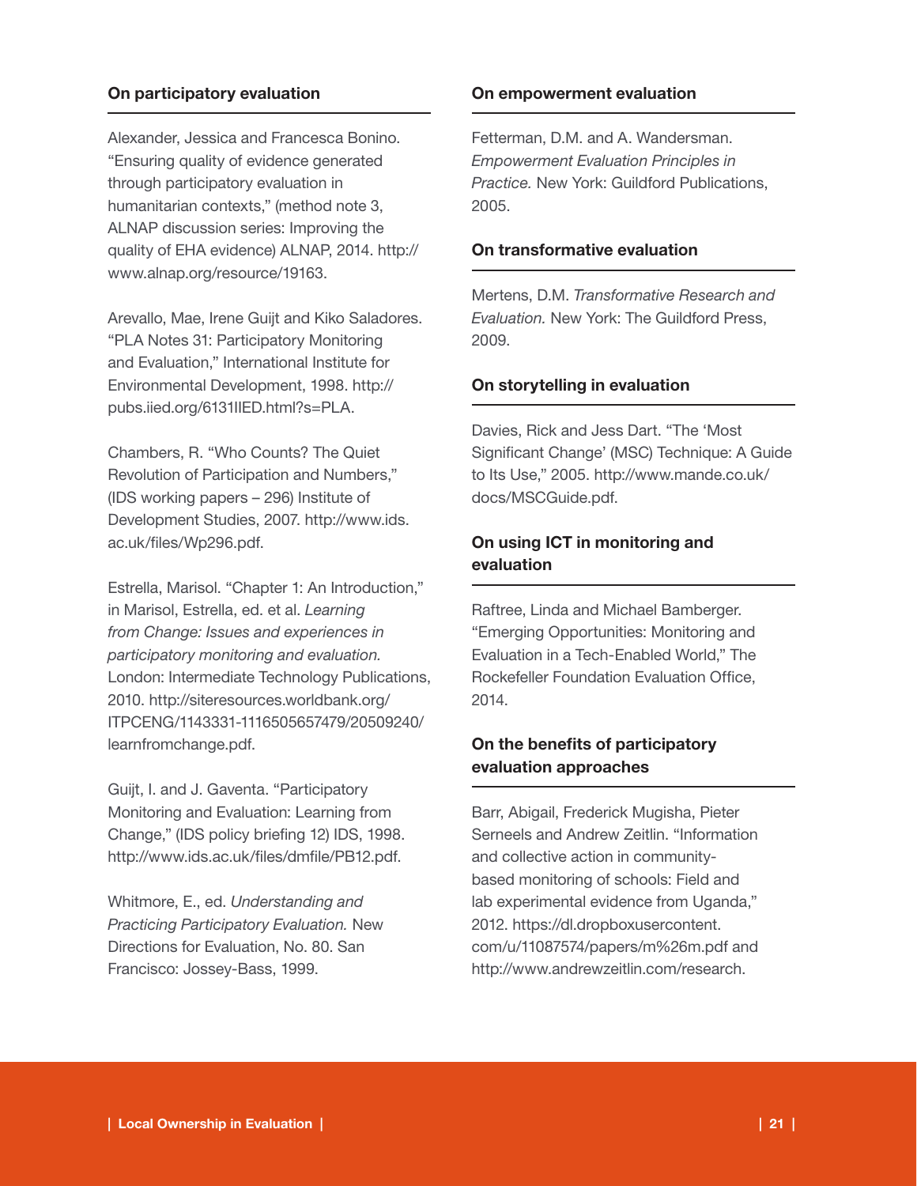### On participatory evaluation

Alexander, Jessica and Francesca Bonino. "Ensuring quality of evidence generated through participatory evaluation in humanitarian contexts," (method note 3, ALNAP discussion series: Improving the quality of EHA evidence) ALNAP, 2014. http://www.alnap.org/resource/19163.

Arevallo, Mae, Irene Guijt and Kiko Saladores. "PLA Notes 31: Participatory Monitoring and Evaluation," International Institute for Environmental Development, 1998. http://pubs.iied.org/6131IIED.html?s=PLA.

Chambers, R. "Who Counts? The Quiet Revolution of Participation and Numbers," (IDS working papers – 296) Institute of Development Studies, 2007. http://www.ids.ac.uk/files/Wp296.pdf.

Estrella, Marisol. "Chapter 1: An Introduction," in Marisol, Estrella, ed. et al. *Learning from Change: Issues and experiences in participatory monitoring and evaluation.* London: Intermediate Technology Publications, 2010. http://siteresources.worldbank.org/ITPCENG/1143331-1116505657479/20509240/learnfromchange.pdf.

Guijt, I. and J. Gaventa. "Participatory Monitoring and Evaluation: Learning from Change," (IDS policy briefing 12) IDS, 1998. http://www.ids.ac.uk/files/dmfile/PB12.pdf.

Whitmore, E., ed. *Understanding and Practicing Participatory Evaluation.* New Directions for Evaluation, No. 80. San Francisco: Jossey-Bass, 1999.

### On empowerment evaluation

Fetterman, D.M. and A. Wandersman. *Empowerment Evaluation Principles in Practice.* New York: Guildford Publications, 2005.

### On transformative evaluation

Mertens, D.M. *Transformative Research and Evaluation.* New York: The Guildford Press, 2009.

### On storytelling in evaluation

Davies, Rick and Jess Dart. "The 'Most Significant Change' (MSC) Technique: A Guide to Its Use," 2005. http://www.mande.co.uk/docs/MSCGuide.pdf.

### On using ICT in monitoring and evaluation

Raftree, Linda and Michael Bamberger. "Emerging Opportunities: Monitoring and Evaluation in a Tech-Enabled World," The Rockefeller Foundation Evaluation Office, 2014.

### On the benefits of participatory evaluation approaches

Barr, Abigail, Frederick Mugisha, Pieter Serneels and Andrew Zeitlin. "Information and collective action in community-based monitoring of schools: Field and lab experimental evidence from Uganda," 2012. https://dl.dropboxusercontent.com/u/11087574/papers/m%26m.pdf and http://www.andrewzeitlin.com/research.